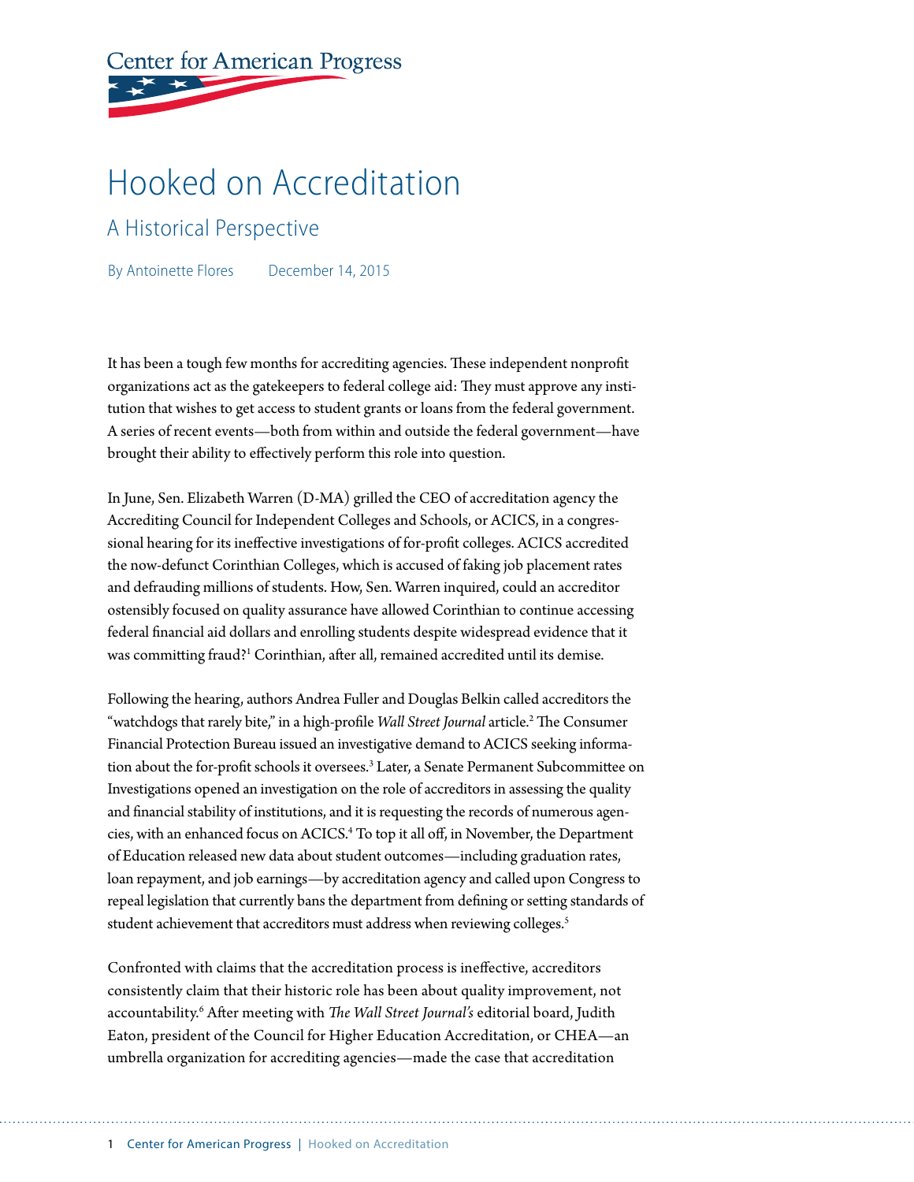Center for American Progress

# Hooked on Accreditation

## A Historical Perspective

By Antoinette Flores December 14, 2015

It has been a tough few months for accrediting agencies. These independent nonprofit organizations act as the gatekeepers to federal college aid: They must approve any institution that wishes to get access to student grants or loans from the federal government. A series of recent events—both from within and outside the federal government—have brought their ability to effectively perform this role into question.

In June, Sen. Elizabeth Warren (D-MA) grilled the CEO of accreditation agency the Accrediting Council for Independent Colleges and Schools, or ACICS, in a congressional hearing for its ineffective investigations of for-profit colleges. ACICS accredited the now-defunct Corinthian Colleges, which is accused of faking job placement rates and defrauding millions of students. How, Sen. Warren inquired, could an accreditor ostensibly focused on quality assurance have allowed Corinthian to continue accessing federal financial aid dollars and enrolling students despite widespread evidence that it was committing fraud?[1] Corinthian, after all, remained accredited until its demise.

Following the hearing, authors Andrea Fuller and Douglas Belkin called accreditors the "watchdogs that rarely bite," in a high-profile *Wall Street Journal* article.[2] The Consumer Financial Protection Bureau issued an investigative demand to ACICS seeking information about the for-profit schools it oversees.[3] Later, a Senate Permanent Subcommittee on Investigations opened an investigation on the role of accreditors in assessing the quality and financial stability of institutions, and it is requesting the records of numerous agencies, with an enhanced focus on ACICS.[4] To top it all off, in November, the Department of Education released new data about student outcomes—including graduation rates, loan repayment, and job earnings—by accreditation agency and called upon Congress to repeal legislation that currently bans the department from defining or setting standards of student achievement that accreditors must address when reviewing colleges.[5]

Confronted with claims that the accreditation process is ineffective, accreditors consistently claim that their historic role has been about quality improvement, not accountability.[6] After meeting with *The Wall Street Journal's* editorial board, Judith Eaton, president of the Council for Higher Education Accreditation, or CHEA—an umbrella organization for accrediting agencies—made the case that accreditation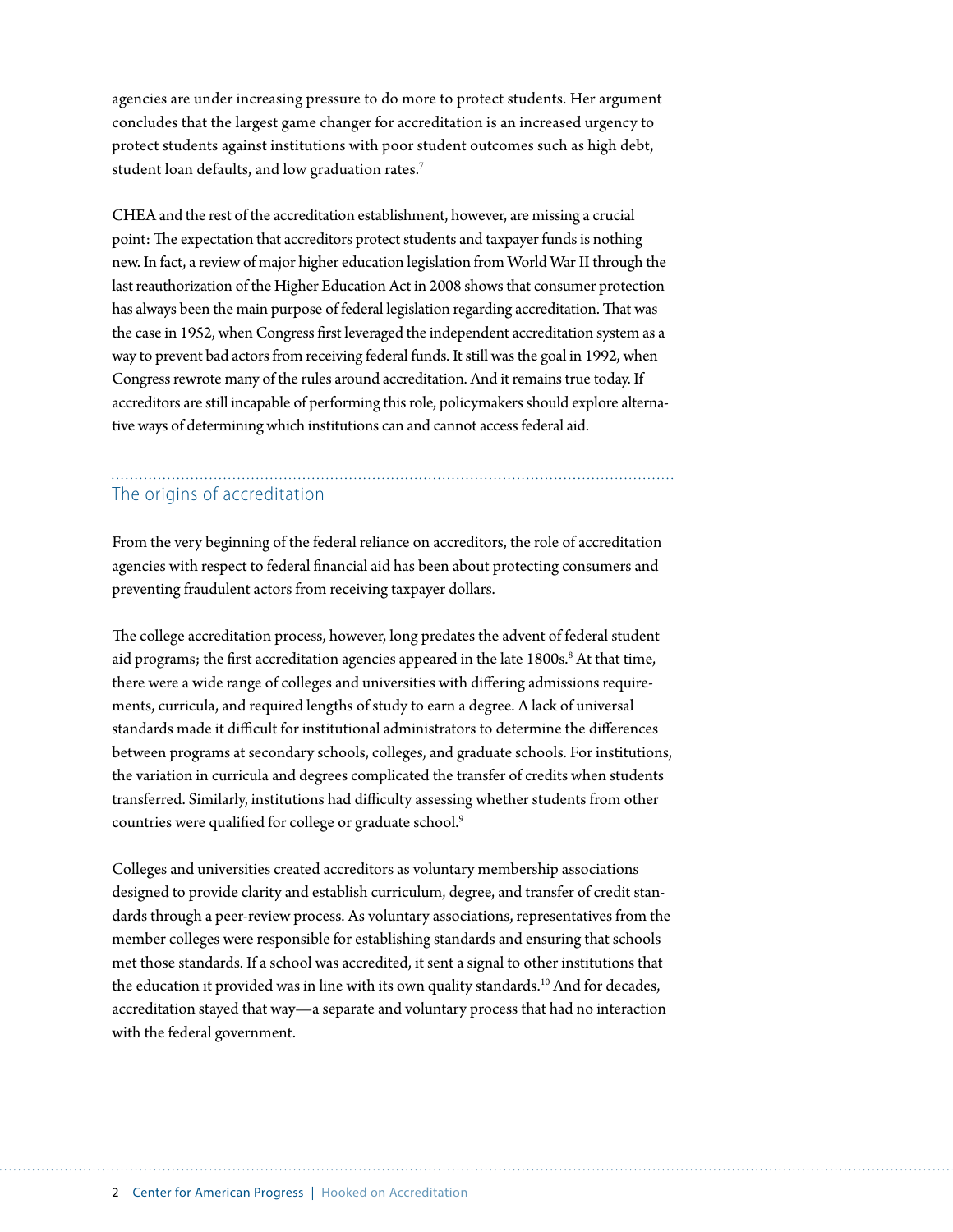agencies are under increasing pressure to do more to protect students. Her argument concludes that the largest game changer for accreditation is an increased urgency to protect students against institutions with poor student outcomes such as high debt, student loan defaults, and low graduation rates.[7]

CHEA and the rest of the accreditation establishment, however, are missing a crucial point: The expectation that accreditors protect students and taxpayer funds is nothing new. In fact, a review of major higher education legislation from World War II through the last reauthorization of the Higher Education Act in 2008 shows that consumer protection has always been the main purpose of federal legislation regarding accreditation. That was the case in 1952, when Congress first leveraged the independent accreditation system as a way to prevent bad actors from receiving federal funds. It still was the goal in 1992, when Congress rewrote many of the rules around accreditation. And it remains true today. If accreditors are still incapable of performing this role, policymakers should explore alternative ways of determining which institutions can and cannot access federal aid.

## The origins of accreditation

From the very beginning of the federal reliance on accreditors, the role of accreditation agencies with respect to federal financial aid has been about protecting consumers and preventing fraudulent actors from receiving taxpayer dollars.

The college accreditation process, however, long predates the advent of federal student aid programs; the first accreditation agencies appeared in the late 1800s.[8] At that time, there were a wide range of colleges and universities with differing admissions requirements, curricula, and required lengths of study to earn a degree. A lack of universal standards made it difficult for institutional administrators to determine the differences between programs at secondary schools, colleges, and graduate schools. For institutions, the variation in curricula and degrees complicated the transfer of credits when students transferred. Similarly, institutions had difficulty assessing whether students from other countries were qualified for college or graduate school.[9]

Colleges and universities created accreditors as voluntary membership associations designed to provide clarity and establish curriculum, degree, and transfer of credit standards through a peer-review process. As voluntary associations, representatives from the member colleges were responsible for establishing standards and ensuring that schools met those standards. If a school was accredited, it sent a signal to other institutions that the education it provided was in line with its own quality standards.[10] And for decades, accreditation stayed that way—a separate and voluntary process that had no interaction with the federal government.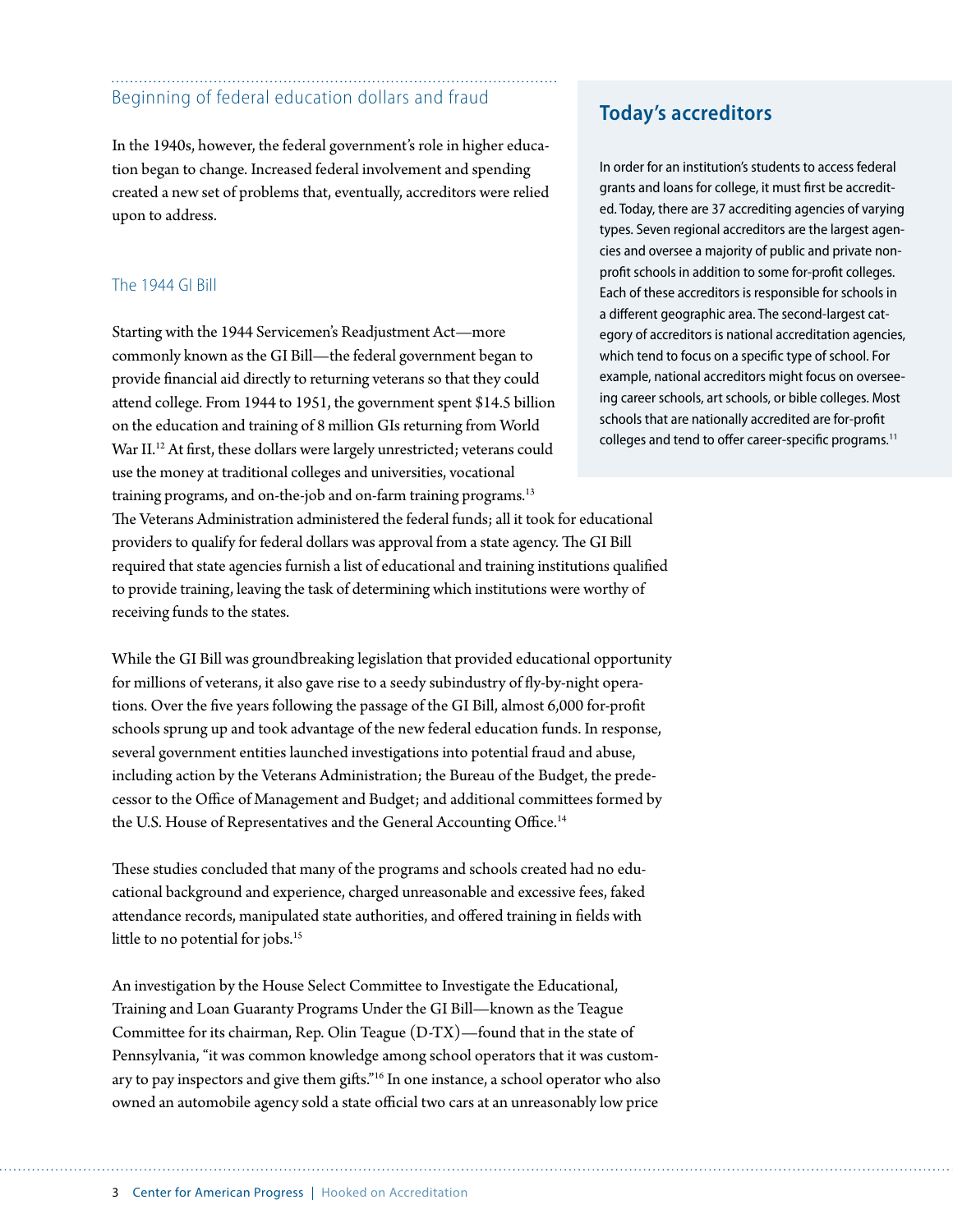## Beginning of federal education dollars and fraud

In the 1940s, however, the federal government's role in higher education began to change. Increased federal involvement and spending created a new set of problems that, eventually, accreditors were relied upon to address.

### The 1944 GI Bill

Starting with the 1944 Servicemen's Readjustment Act—more commonly known as the GI Bill—the federal government began to provide financial aid directly to returning veterans so that they could attend college. From 1944 to 1951, the government spent $14.5 billion on the education and training of 8 million GIs returning from World War II.[12] At first, these dollars were largely unrestricted; veterans could use the money at traditional colleges and universities, vocational training programs, and on-the-job and on-farm training programs.[13] The Veterans Administration administered the federal funds; all it took for educational providers to qualify for federal dollars was approval from a state agency. The GI Bill required that state agencies furnish a list of educational and training institutions qualified to provide training, leaving the task of determining which institutions were worthy of receiving funds to the states.

While the GI Bill was groundbreaking legislation that provided educational opportunity for millions of veterans, it also gave rise to a seedy subindustry of fly-by-night operations. Over the five years following the passage of the GI Bill, almost 6,000 for-profit schools sprung up and took advantage of the new federal education funds. In response, several government entities launched investigations into potential fraud and abuse, including action by the Veterans Administration; the Bureau of the Budget, the predecessor to the Office of Management and Budget; and additional committees formed by the U.S. House of Representatives and the General Accounting Office.[14]

These studies concluded that many of the programs and schools created had no educational background and experience, charged unreasonable and excessive fees, faked attendance records, manipulated state authorities, and offered training in fields with little to no potential for jobs.[15]

An investigation by the House Select Committee to Investigate the Educational, Training and Loan Guaranty Programs Under the GI Bill—known as the Teague Committee for its chairman, Rep. Olin Teague (D-TX)—found that in the state of Pennsylvania, "it was common knowledge among school operators that it was customary to pay inspectors and give them gifts."[16] In one instance, a school operator who also owned an automobile agency sold a state official two cars at an unreasonably low price

## Today's accreditors

In order for an institution's students to access federal grants and loans for college, it must first be accredited. Today, there are 37 accrediting agencies of varying types. Seven regional accreditors are the largest agencies and oversee a majority of public and private nonprofit schools in addition to some for-profit colleges. Each of these accreditors is responsible for schools in a different geographic area. The second-largest category of accreditors is national accreditation agencies, which tend to focus on a specific type of school. For example, national accreditors might focus on overseeing career schools, art schools, or bible colleges. Most schools that are nationally accredited are for-profit colleges and tend to offer career-specific programs.[11]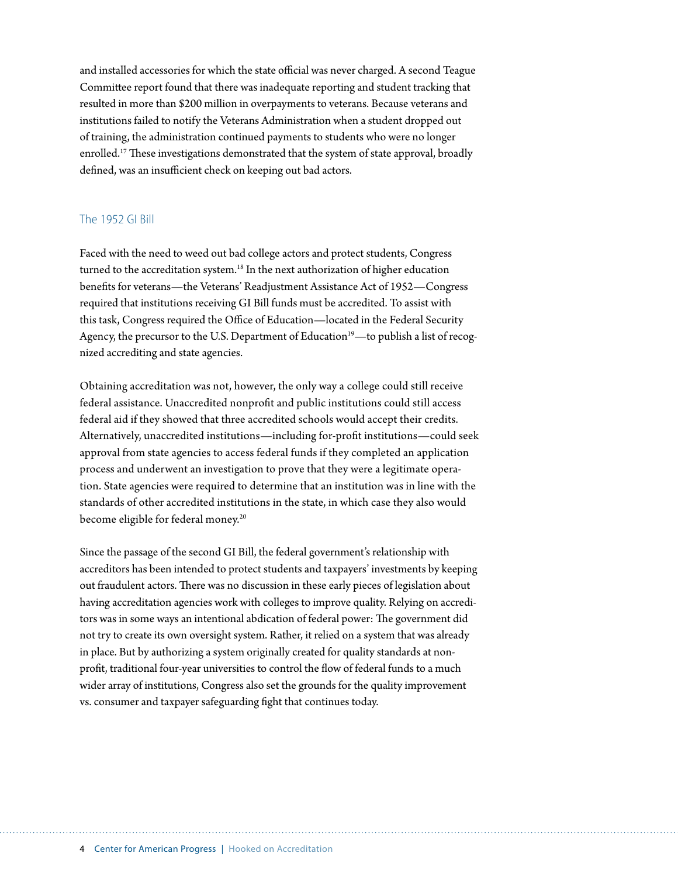and installed accessories for which the state official was never charged. A second Teague Committee report found that there was inadequate reporting and student tracking that resulted in more than $200 million in overpayments to veterans. Because veterans and institutions failed to notify the Veterans Administration when a student dropped out of training, the administration continued payments to students who were no longer enrolled.[17] These investigations demonstrated that the system of state approval, broadly defined, was an insufficient check on keeping out bad actors.

## The 1952 GI Bill

Faced with the need to weed out bad college actors and protect students, Congress turned to the accreditation system.[18] In the next authorization of higher education benefits for veterans—the Veterans' Readjustment Assistance Act of 1952—Congress required that institutions receiving GI Bill funds must be accredited. To assist with this task, Congress required the Office of Education—located in the Federal Security Agency, the precursor to the U.S. Department of Education[19]—to publish a list of recognized accrediting and state agencies.

Obtaining accreditation was not, however, the only way a college could still receive federal assistance. Unaccredited nonprofit and public institutions could still access federal aid if they showed that three accredited schools would accept their credits. Alternatively, unaccredited institutions—including for-profit institutions—could seek approval from state agencies to access federal funds if they completed an application process and underwent an investigation to prove that they were a legitimate operation. State agencies were required to determine that an institution was in line with the standards of other accredited institutions in the state, in which case they also would become eligible for federal money.[20]

Since the passage of the second GI Bill, the federal government's relationship with accreditors has been intended to protect students and taxpayers' investments by keeping out fraudulent actors. There was no discussion in these early pieces of legislation about having accreditation agencies work with colleges to improve quality. Relying on accreditors was in some ways an intentional abdication of federal power: The government did not try to create its own oversight system. Rather, it relied on a system that was already in place. But by authorizing a system originally created for quality standards at nonprofit, traditional four-year universities to control the flow of federal funds to a much wider array of institutions, Congress also set the grounds for the quality improvement vs. consumer and taxpayer safeguarding fight that continues today.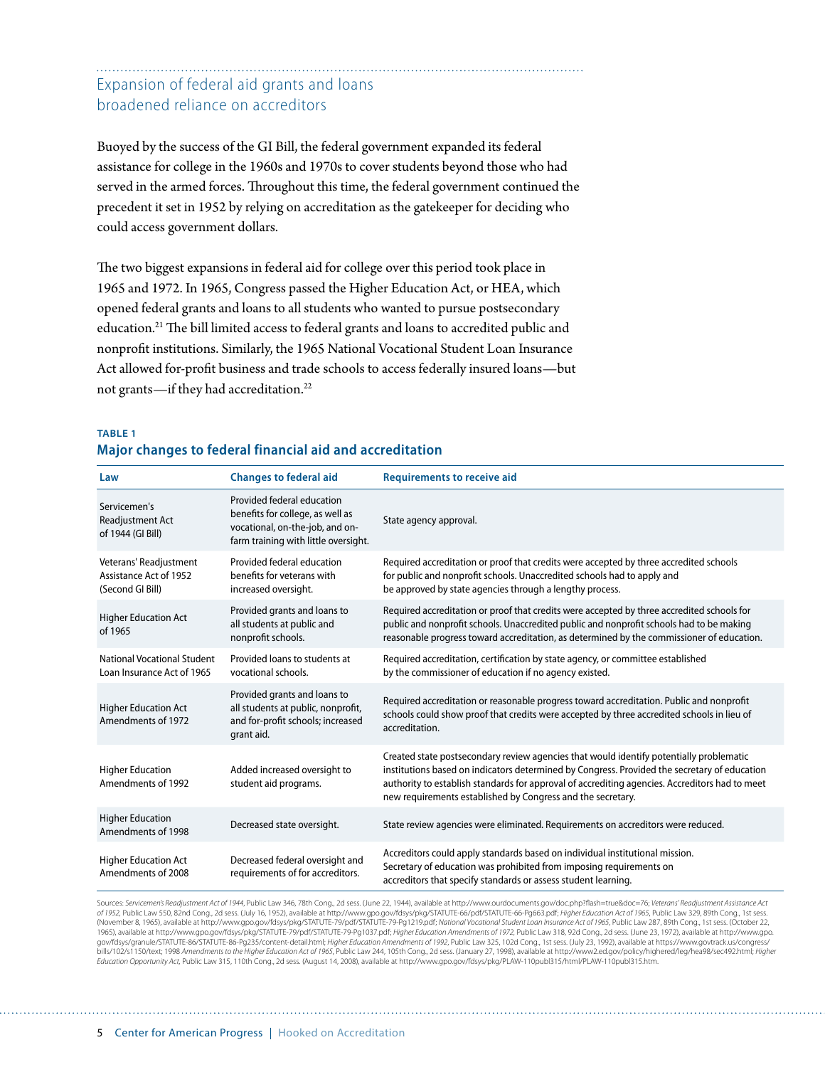## Expansion of federal aid grants and loans broadened reliance on accreditors

Buoyed by the success of the GI Bill, the federal government expanded its federal assistance for college in the 1960s and 1970s to cover students beyond those who had served in the armed forces. Throughout this time, the federal government continued the precedent it set in 1952 by relying on accreditation as the gatekeeper for deciding who could access government dollars.

The two biggest expansions in federal aid for college over this period took place in 1965 and 1972. In 1965, Congress passed the Higher Education Act, or HEA, which opened federal grants and loans to all students who wanted to pursue postsecondary education.[21] The bill limited access to federal grants and loans to accredited public and nonprofit institutions. Similarly, the 1965 National Vocational Student Loan Insurance Act allowed for-profit business and trade schools to access federally insured loans—but not grants—if they had accreditation.[22]

**TABLE 1**

**Major changes to federal financial aid and accreditation**

| Law | Changes to federal aid | Requirements to receive aid |
|---|---|---|
| Servicemen's Readjustment Act of 1944 (GI Bill) | Provided federal education benefits for college, as well as vocational, on-the-job, and on-farm training with little oversight. | State agency approval. |
| Veterans' Readjustment Assistance Act of 1952 (Second GI Bill) | Provided federal education benefits for veterans with increased oversight. | Required accreditation or proof that credits were accepted by three accredited schools for public and nonprofit schools. Unaccredited schools had to apply and be approved by state agencies through a lengthy process. |
| Higher Education Act of 1965 | Provided grants and loans to all students at public and nonprofit schools. | Required accreditation or proof that credits were accepted by three accredited schools for public and nonprofit schools. Unaccredited public and nonprofit schools had to be making reasonable progress toward accreditation, as determined by the commissioner of education. |
| National Vocational Student Loan Insurance Act of 1965 | Provided loans to students at vocational schools. | Required accreditation, certification by state agency, or committee established by the commissioner of education if no agency existed. |
| Higher Education Act Amendments of 1972 | Provided grants and loans to all students at public, nonprofit, and for-profit schools; increased grant aid. | Required accreditation or reasonable progress toward accreditation. Public and nonprofit schools could show proof that credits were accepted by three accredited schools in lieu of accreditation. |
| Higher Education Amendments of 1992 | Added increased oversight to student aid programs. | Created state postsecondary review agencies that would identify potentially problematic institutions based on indicators determined by Congress. Provided the secretary of education authority to establish standards for approval of accrediting agencies. Accreditors had to meet new requirements established by Congress and the secretary. |
| Higher Education Amendments of 1998 | Decreased state oversight. | State review agencies were eliminated. Requirements on accreditors were reduced. |
| Higher Education Act Amendments of 2008 | Decreased federal oversight and requirements of for accreditors. | Accreditors could apply standards based on individual institutional mission. Secretary of education was prohibited from imposing requirements on accreditors that specify standards or assess student learning. |

Sources: *Servicemen's Readjustment Act of 1944*, Public Law 346, 78th Cong., 2d sess. (June 22, 1944), available at http://www.ourdocuments.gov/doc.php?flash=true&doc=76; *Veterans' Readjustment Assistance Act of 1952*, Public Law 550, 82nd Cong., 2d sess. (July 16, 1952), available at http://www.gpo.gov/fdsys/pkg/STATUTE-66/pdf/STATUTE-66-Pg663.pdf; *Higher Education Act of 1965*, Public Law 329, 89th Cong., 1st sess. (November 8, 1965), available at http://www.gpo.gov/fdsys/pkg/STATUTE-79/pdf/STATUTE-79-Pg1219.pdf; *National Vocational Student Loan Insurance Act of 1965*, Public Law 287, 89th Cong., 1st sess. (October 22, 1965), available at http://www.gpo.gov/fdsys/pkg/STATUTE-79/pdf/STATUTE-79-Pg1037.pdf; *Higher Education Amendments of 1972*, Public Law 318, 92d Cong., 2d sess. (June 23, 1972), available at http://www.gpo.gov/fdsys/granule/STATUTE-86/STATUTE-86-Pg235/content-detail.html; *Higher Education Amendments of 1992*, Public Law 325, 102d Cong., 1st sess. (July 23, 1992), available at https://www.govtrack.us/congress/bills/102/s1150/text; 1998 *Amendments to the Higher Education Act of 1965*, Public Law 244, 105th Cong., 2d sess. (January 27, 1998), available at http://www2.ed.gov/policy/highered/leg/hea98/sec492.html; *Higher Education Opportunity Act*, Public Law 315, 110th Cong., 2d sess. (August 14, 2008), available at http://www.gpo.gov/fdsys/pkg/PLAW-110publ315/html/PLAW-110publ315.htm.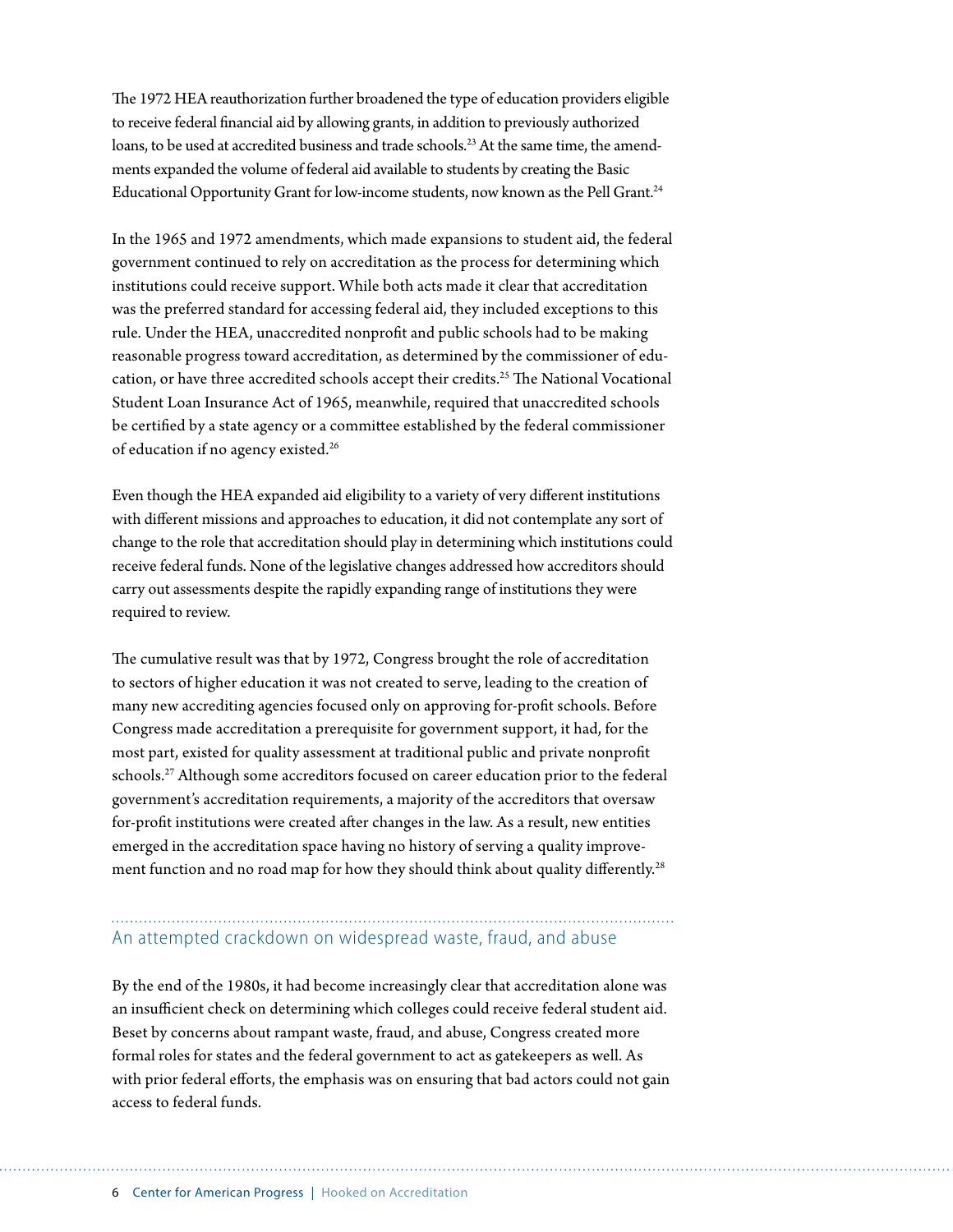The 1972 HEA reauthorization further broadened the type of education providers eligible to receive federal financial aid by allowing grants, in addition to previously authorized loans, to be used at accredited business and trade schools.[23] At the same time, the amendments expanded the volume of federal aid available to students by creating the Basic Educational Opportunity Grant for low-income students, now known as the Pell Grant.[24]

In the 1965 and 1972 amendments, which made expansions to student aid, the federal government continued to rely on accreditation as the process for determining which institutions could receive support. While both acts made it clear that accreditation was the preferred standard for accessing federal aid, they included exceptions to this rule. Under the HEA, unaccredited nonprofit and public schools had to be making reasonable progress toward accreditation, as determined by the commissioner of education, or have three accredited schools accept their credits.[25] The National Vocational Student Loan Insurance Act of 1965, meanwhile, required that unaccredited schools be certified by a state agency or a committee established by the federal commissioner of education if no agency existed.[26]

Even though the HEA expanded aid eligibility to a variety of very different institutions with different missions and approaches to education, it did not contemplate any sort of change to the role that accreditation should play in determining which institutions could receive federal funds. None of the legislative changes addressed how accreditors should carry out assessments despite the rapidly expanding range of institutions they were required to review.

The cumulative result was that by 1972, Congress brought the role of accreditation to sectors of higher education it was not created to serve, leading to the creation of many new accrediting agencies focused only on approving for-profit schools. Before Congress made accreditation a prerequisite for government support, it had, for the most part, existed for quality assessment at traditional public and private nonprofit schools.[27] Although some accreditors focused on career education prior to the federal government's accreditation requirements, a majority of the accreditors that oversaw for-profit institutions were created after changes in the law. As a result, new entities emerged in the accreditation space having no history of serving a quality improvement function and no road map for how they should think about quality differently.[28]

## An attempted crackdown on widespread waste, fraud, and abuse

By the end of the 1980s, it had become increasingly clear that accreditation alone was an insufficient check on determining which colleges could receive federal student aid. Beset by concerns about rampant waste, fraud, and abuse, Congress created more formal roles for states and the federal government to act as gatekeepers as well. As with prior federal efforts, the emphasis was on ensuring that bad actors could not gain access to federal funds.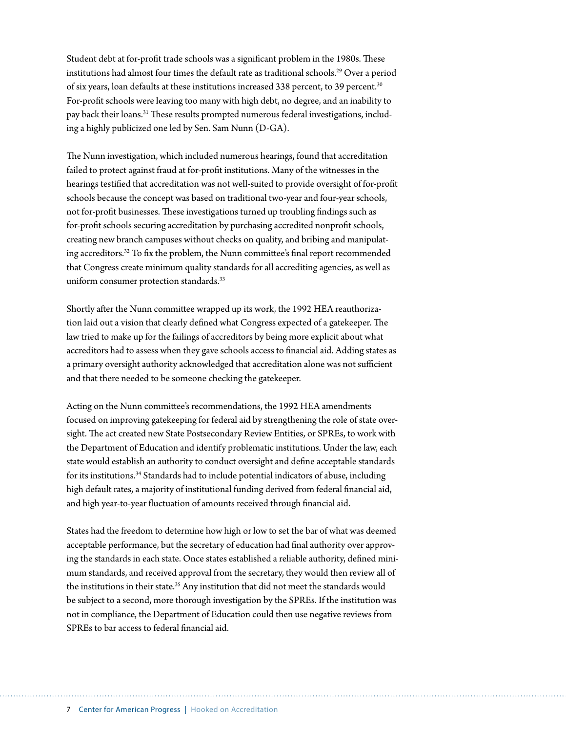Student debt at for-profit trade schools was a significant problem in the 1980s. These institutions had almost four times the default rate as traditional schools.[29] Over a period of six years, loan defaults at these institutions increased 338 percent, to 39 percent.[30] For-profit schools were leaving too many with high debt, no degree, and an inability to pay back their loans.[31] These results prompted numerous federal investigations, including a highly publicized one led by Sen. Sam Nunn (D-GA).

The Nunn investigation, which included numerous hearings, found that accreditation failed to protect against fraud at for-profit institutions. Many of the witnesses in the hearings testified that accreditation was not well-suited to provide oversight of for-profit schools because the concept was based on traditional two-year and four-year schools, not for-profit businesses. These investigations turned up troubling findings such as for-profit schools securing accreditation by purchasing accredited nonprofit schools, creating new branch campuses without checks on quality, and bribing and manipulating accreditors.[32] To fix the problem, the Nunn committee's final report recommended that Congress create minimum quality standards for all accrediting agencies, as well as uniform consumer protection standards.[33]

Shortly after the Nunn committee wrapped up its work, the 1992 HEA reauthorization laid out a vision that clearly defined what Congress expected of a gatekeeper. The law tried to make up for the failings of accreditors by being more explicit about what accreditors had to assess when they gave schools access to financial aid. Adding states as a primary oversight authority acknowledged that accreditation alone was not sufficient and that there needed to be someone checking the gatekeeper.

Acting on the Nunn committee's recommendations, the 1992 HEA amendments focused on improving gatekeeping for federal aid by strengthening the role of state oversight. The act created new State Postsecondary Review Entities, or SPREs, to work with the Department of Education and identify problematic institutions. Under the law, each state would establish an authority to conduct oversight and define acceptable standards for its institutions.[34] Standards had to include potential indicators of abuse, including high default rates, a majority of institutional funding derived from federal financial aid, and high year-to-year fluctuation of amounts received through financial aid.

States had the freedom to determine how high or low to set the bar of what was deemed acceptable performance, but the secretary of education had final authority over approving the standards in each state. Once states established a reliable authority, defined minimum standards, and received approval from the secretary, they would then review all of the institutions in their state.[35] Any institution that did not meet the standards would be subject to a second, more thorough investigation by the SPREs. If the institution was not in compliance, the Department of Education could then use negative reviews from SPREs to bar access to federal financial aid.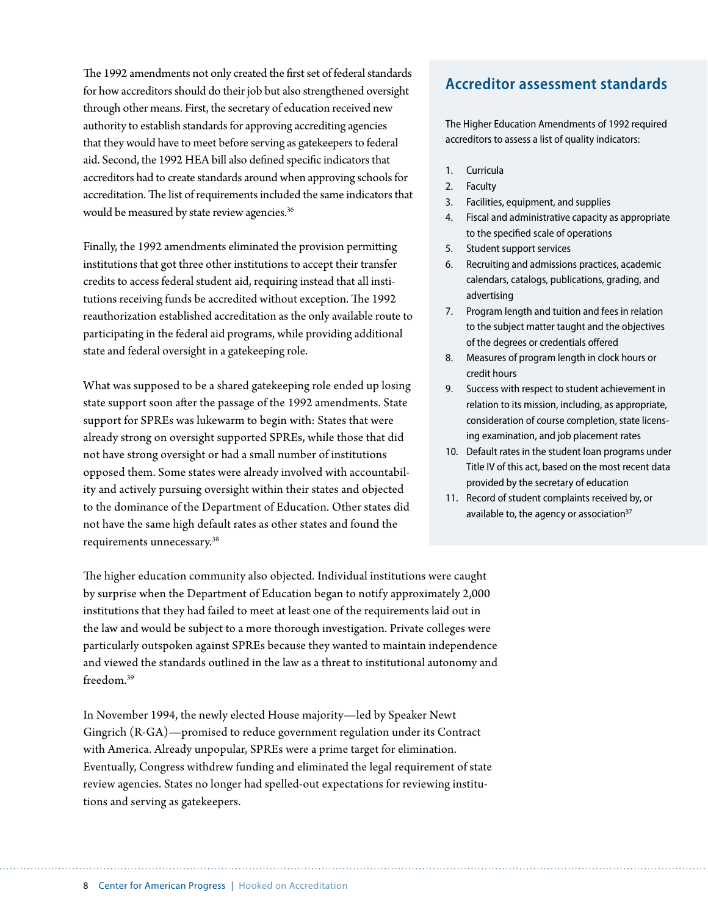The 1992 amendments not only created the first set of federal standards for how accreditors should do their job but also strengthened oversight through other means. First, the secretary of education received new authority to establish standards for approving accrediting agencies that they would have to meet before serving as gatekeepers to federal aid. Second, the 1992 HEA bill also defined specific indicators that accreditors had to create standards around when approving schools for accreditation. The list of requirements included the same indicators that would be measured by state review agencies.[36]

Finally, the 1992 amendments eliminated the provision permitting institutions that got three other institutions to accept their transfer credits to access federal student aid, requiring instead that all institutions receiving funds be accredited without exception. The 1992 reauthorization established accreditation as the only available route to participating in the federal aid programs, while providing additional state and federal oversight in a gatekeeping role.

What was supposed to be a shared gatekeeping role ended up losing state support soon after the passage of the 1992 amendments. State support for SPREs was lukewarm to begin with: States that were already strong on oversight supported SPREs, while those that did not have strong oversight or had a small number of institutions opposed them. Some states were already involved with accountability and actively pursuing oversight within their states and objected to the dominance of the Department of Education. Other states did not have the same high default rates as other states and found the requirements unnecessary.[38]

## Accreditor assessment standards

The Higher Education Amendments of 1992 required accreditors to assess a list of quality indicators:

1. Curricula
2. Faculty
3. Facilities, equipment, and supplies
4. Fiscal and administrative capacity as appropriate to the specified scale of operations
5. Student support services
6. Recruiting and admissions practices, academic calendars, catalogs, publications, grading, and advertising
7. Program length and tuition and fees in relation to the subject matter taught and the objectives of the degrees or credentials offered
8. Measures of program length in clock hours or credit hours
9. Success with respect to student achievement in relation to its mission, including, as appropriate, consideration of course completion, state licensing examination, and job placement rates
10. Default rates in the student loan programs under Title IV of this act, based on the most recent data provided by the secretary of education
11. Record of student complaints received by, or available to, the agency or association[37]

The higher education community also objected. Individual institutions were caught by surprise when the Department of Education began to notify approximately 2,000 institutions that they had failed to meet at least one of the requirements laid out in the law and would be subject to a more thorough investigation. Private colleges were particularly outspoken against SPREs because they wanted to maintain independence and viewed the standards outlined in the law as a threat to institutional autonomy and freedom.[39]

In November 1994, the newly elected House majority—led by Speaker Newt Gingrich (R-GA)—promised to reduce government regulation under its Contract with America. Already unpopular, SPREs were a prime target for elimination. Eventually, Congress withdrew funding and eliminated the legal requirement of state review agencies. States no longer had spelled-out expectations for reviewing institutions and serving as gatekeepers.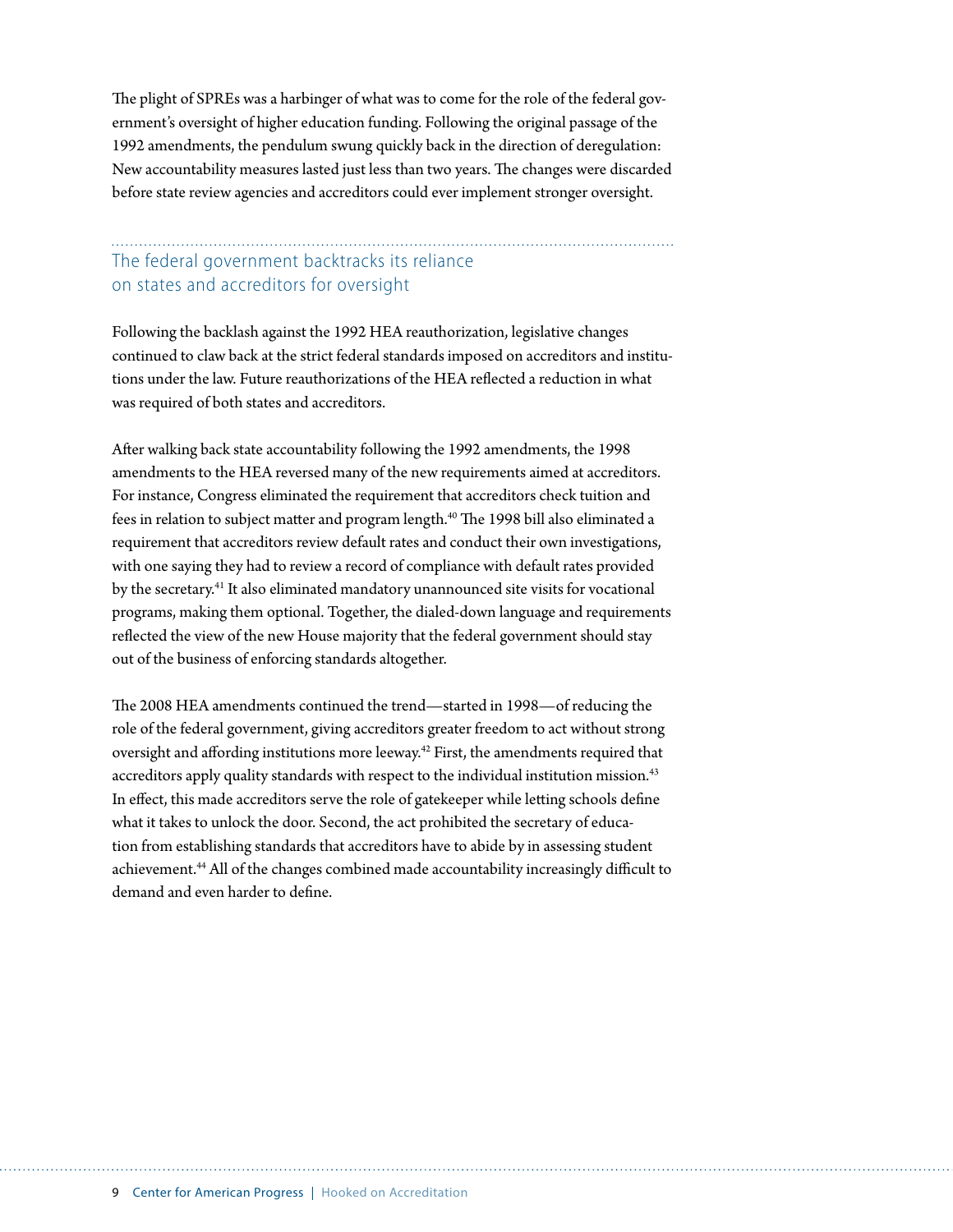The plight of SPREs was a harbinger of what was to come for the role of the federal government's oversight of higher education funding. Following the original passage of the 1992 amendments, the pendulum swung quickly back in the direction of deregulation: New accountability measures lasted just less than two years. The changes were discarded before state review agencies and accreditors could ever implement stronger oversight.

## The federal government backtracks its reliance on states and accreditors for oversight

Following the backlash against the 1992 HEA reauthorization, legislative changes continued to claw back at the strict federal standards imposed on accreditors and institutions under the law. Future reauthorizations of the HEA reflected a reduction in what was required of both states and accreditors.

After walking back state accountability following the 1992 amendments, the 1998 amendments to the HEA reversed many of the new requirements aimed at accreditors. For instance, Congress eliminated the requirement that accreditors check tuition and fees in relation to subject matter and program length.[40] The 1998 bill also eliminated a requirement that accreditors review default rates and conduct their own investigations, with one saying they had to review a record of compliance with default rates provided by the secretary.[41] It also eliminated mandatory unannounced site visits for vocational programs, making them optional. Together, the dialed-down language and requirements reflected the view of the new House majority that the federal government should stay out of the business of enforcing standards altogether.

The 2008 HEA amendments continued the trend—started in 1998—of reducing the role of the federal government, giving accreditors greater freedom to act without strong oversight and affording institutions more leeway.[42] First, the amendments required that accreditors apply quality standards with respect to the individual institution mission.[43] In effect, this made accreditors serve the role of gatekeeper while letting schools define what it takes to unlock the door. Second, the act prohibited the secretary of education from establishing standards that accreditors have to abide by in assessing student achievement.[44] All of the changes combined made accountability increasingly difficult to demand and even harder to define.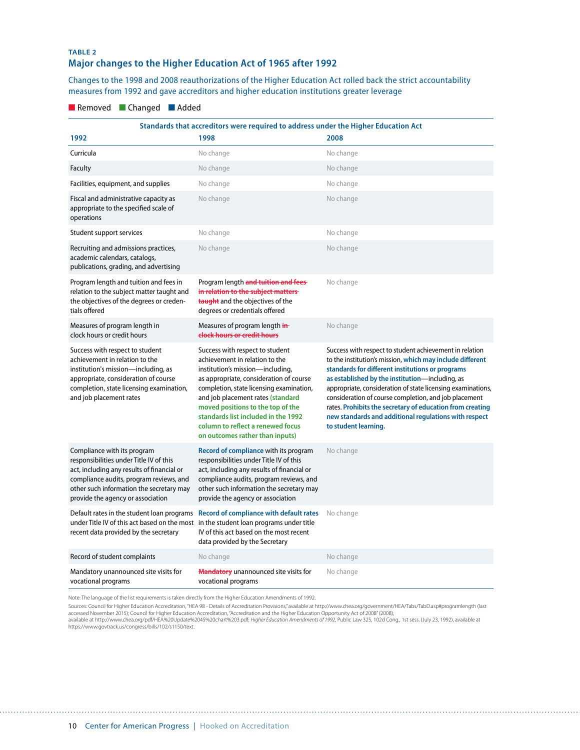**TABLE 2**

## Major changes to the Higher Education Act of 1965 after 1992

Changes to the 1998 and 2008 reauthorizations of the Higher Education Act rolled back the strict accountability measures from 1992 and gave accreditors and higher education institutions greater leverage

Removed | Changed | Added

| Standards that accreditors were required to address under the Higher Education Act | | |
|---|---|---|
| **1992** | **1998** | **2008** |
| Curricula | No change | No change |
| Faculty | No change | No change |
| Facilities, equipment, and supplies | No change | No change |
| Fiscal and administrative capacity as appropriate to the specified scale of operations | No change | No change |
| Student support services | No change | No change |
| Recruiting and admissions practices, academic calendars, catalogs, publications, grading, and advertising | No change | No change |
| Program length and tuition and fees in relation to the subject matter taught and the objectives of the degrees or credentials offered | Program length ~~and tuition and fees in relation to the subject matters taught~~ and the objectives of the degrees or credentials offered | No change |
| Measures of program length in clock hours or credit hours | Measures of program length ~~in clock hours or credit hours~~ | No change |
| Success with respect to student achievement in relation to the institution's mission—including, as appropriate, consideration of course completion, state licensing examination, and job placement rates | Success with respect to student achievement in relation to the institution's mission—including, as appropriate, consideration of course completion, state licensing examination, and job placement rates **(standard moved positions to the top of the standards list included in the 1992 column to reflect a renewed focus on outcomes rather than inputs)** | Success with respect to student achievement in relation to the institution's mission, **which may include different standards for different institutions or programs as established by the institution**—including, as appropriate, consideration of state licensing examinations, consideration of course completion, and job placement rates. **Prohibits the secretary of education from creating new standards and additional regulations with respect to student learning.** |
| Compliance with its program responsibilities under Title IV of this act, including any results of financial or compliance audits, program reviews, and other such information the secretary may provide the agency or association | **Record of compliance** with its program responsibilities under Title IV of this act, including any results of financial or compliance audits, program reviews, and other such information the secretary may provide the agency or association | No change |
| Default rates in the student loan programs under Title IV of this act based on the most recent data provided by the secretary | **Record of compliance with default rates** in the student loan programs under title IV of this act based on the most recent data provided by the Secretary | No change |
| Record of student complaints | No change | No change |
| Mandatory unannounced site visits for vocational programs | ~~Mandatory~~ unannounced site visits for vocational programs | No change |

Note: The language of the list requirements is taken directly from the Higher Education Amendments of 1992.

Sources: Council for Higher Education Accreditation, "HEA 98 - Details of Accreditation Provisions," available at http://www.chea.org/government/HEA/Tabs/TabD.asp#programlength (last accessed November 2015); Council for Higher Education Accreditation, "Accreditation and the Higher Education Opportunity Act of 2008" (2008), available at http://www.chea.org/pdf/HEA%20Update%2045%20chart%203.pdf; *Higher Education Amendments of 1992*, Public Law 325, 102d Cong., 1st sess. (July 23, 1992), available at https://www.govtrack.us/congress/bills/102/s1150/text.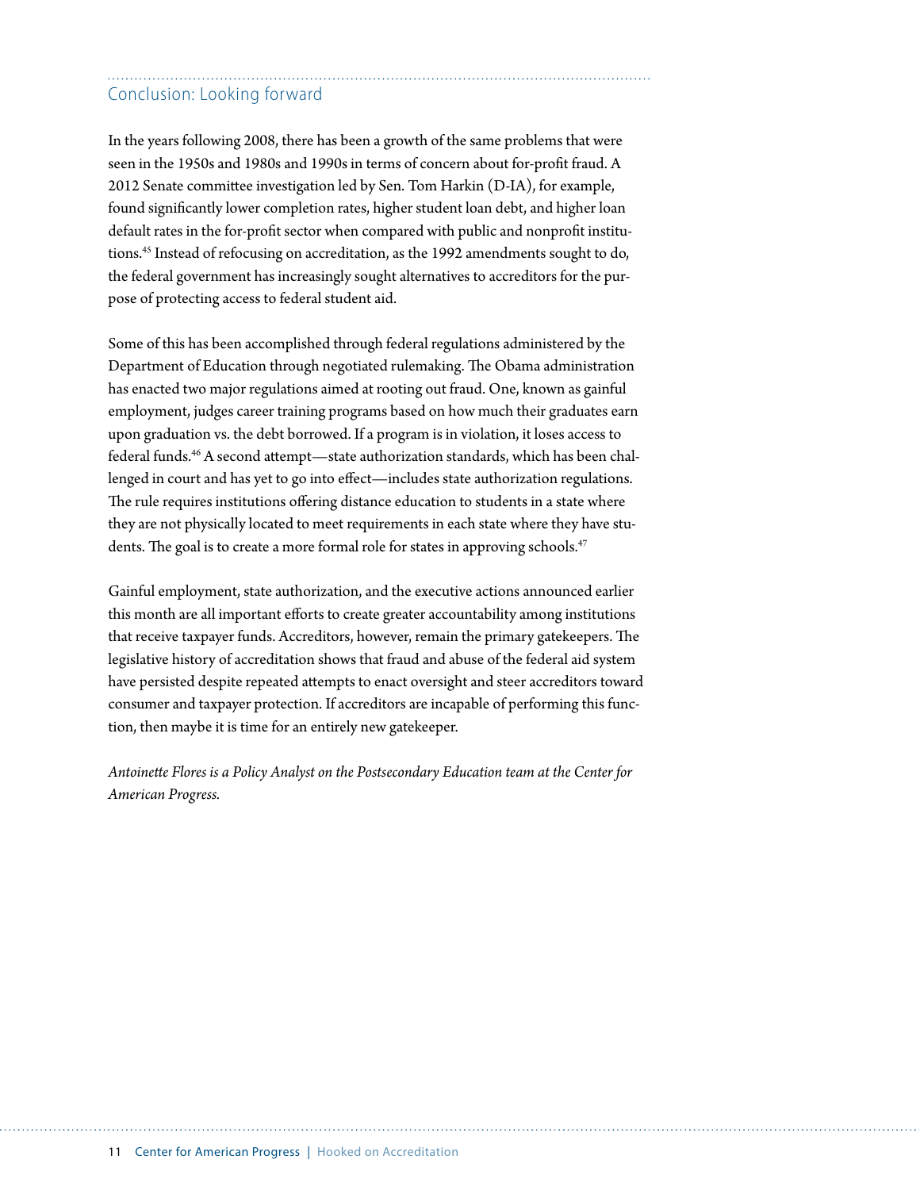## Conclusion: Looking forward

In the years following 2008, there has been a growth of the same problems that were seen in the 1950s and 1980s and 1990s in terms of concern about for-profit fraud. A 2012 Senate committee investigation led by Sen. Tom Harkin (D-IA), for example, found significantly lower completion rates, higher student loan debt, and higher loan default rates in the for-profit sector when compared with public and nonprofit institutions.[45] Instead of refocusing on accreditation, as the 1992 amendments sought to do, the federal government has increasingly sought alternatives to accreditors for the purpose of protecting access to federal student aid.

Some of this has been accomplished through federal regulations administered by the Department of Education through negotiated rulemaking. The Obama administration has enacted two major regulations aimed at rooting out fraud. One, known as gainful employment, judges career training programs based on how much their graduates earn upon graduation vs. the debt borrowed. If a program is in violation, it loses access to federal funds.[46] A second attempt—state authorization standards, which has been challenged in court and has yet to go into effect—includes state authorization regulations. The rule requires institutions offering distance education to students in a state where they are not physically located to meet requirements in each state where they have students. The goal is to create a more formal role for states in approving schools.[47]

Gainful employment, state authorization, and the executive actions announced earlier this month are all important efforts to create greater accountability among institutions that receive taxpayer funds. Accreditors, however, remain the primary gatekeepers. The legislative history of accreditation shows that fraud and abuse of the federal aid system have persisted despite repeated attempts to enact oversight and steer accreditors toward consumer and taxpayer protection. If accreditors are incapable of performing this function, then maybe it is time for an entirely new gatekeeper.

*Antoinette Flores is a Policy Analyst on the Postsecondary Education team at the Center for American Progress.*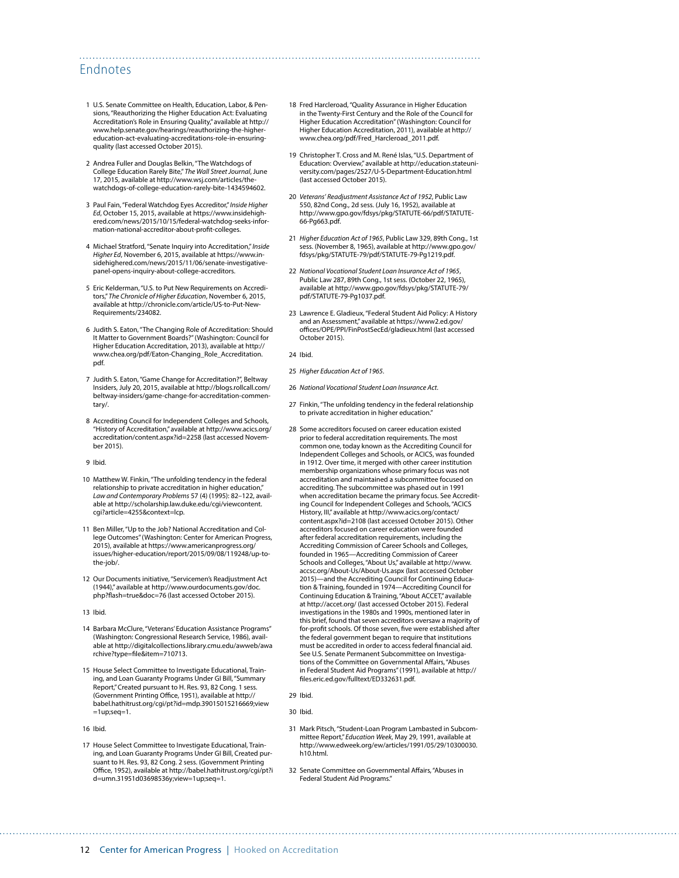## Endnotes

1 U.S. Senate Committee on Health, Education, Labor, & Pensions, "Reauthorizing the Higher Education Act: Evaluating Accreditation's Role in Ensuring Quality," available at http://www.help.senate.gov/hearings/reauthorizing-the-higher-education-act-evaluating-accreditations-role-in-ensuring-quality (last accessed October 2015).

2 Andrea Fuller and Douglas Belkin, "The Watchdogs of College Education Rarely Bite," *The Wall Street Journal*, June 17, 2015, available at http://www.wsj.com/articles/the-watchdogs-of-college-education-rarely-bite-1434594602.

3 Paul Fain, "Federal Watchdog Eyes Accreditor," *Inside Higher Ed*, October 15, 2015, available at https://www.insidehighered.com/news/2015/10/15/federal-watchdog-seeks-information-national-accreditor-about-profit-colleges.

4 Michael Stratford, "Senate Inquiry into Accreditation," *Inside Higher Ed*, November 6, 2015, available at https://www.insidehighered.com/news/2015/11/06/senate-investigative-panel-opens-inquiry-about-college-accreditors.

5 Eric Kelderman, "U.S. to Put New Requirements on Accreditors," *The Chronicle of Higher Education*, November 6, 2015, available at http://chronicle.com/article/US-to-Put-New-Requirements/234082.

6 Judith S. Eaton, "The Changing Role of Accreditation: Should It Matter to Government Boards?" (Washington: Council for Higher Education Accreditation, 2013), available at http://www.chea.org/pdf/Eaton-Changing_Role_Accreditation.pdf.

7 Judith S. Eaton, "Game Change for Accreditation?", Beltway Insiders, July 20, 2015, available at http://blogs.rollcall.com/beltway-insiders/game-change-for-accreditation-commentary/.

8 Accrediting Council for Independent Colleges and Schools, "History of Accreditation," available at http://www.acics.org/accreditation/content.aspx?id=2258 (last accessed November 2015).

9 Ibid.

10 Matthew W. Finkin, "The unfolding tendency in the federal relationship to private accreditation in higher education," *Law and Contemporary Problems* 57 (4) (1995): 82–122, available at http://scholarship.law.duke.edu/cgi/viewcontent.cgi?article=4255&context=lcp.

11 Ben Miller, "Up to the Job? National Accreditation and College Outcomes" (Washington: Center for American Progress, 2015), available at https://www.americanprogress.org/issues/higher-education/report/2015/09/08/119248/up-to-the-job/.

12 Our Documents initiative, "Servicemen's Readjustment Act (1944)," available at http://www.ourdocuments.gov/doc.php?flash=true&doc=76 (last accessed October 2015).

13 Ibid.

14 Barbara McClure, "Veterans' Education Assistance Programs" (Washington: Congressional Research Service, 1986), available at http://digitalcollections.library.cmu.edu/awweb/awarchive?type=file&item=710713.

15 House Select Committee to Investigate Educational, Training, and Loan Guaranty Programs Under GI Bill, "Summary Report," Created pursuant to H. Res. 93, 82 Cong. 1 sess. (Government Printing Office, 1951), available at http://babel.hathitrust.org/cgi/pt?id=mdp.39015015216669;view=1up;seq=1.

16 Ibid.

17 House Select Committee to Investigate Educational, Training, and Loan Guaranty Programs Under GI Bill, Created pursuant to H. Res. 93, 82 Cong. 2 sess. (Government Printing Office, 1952), available at http://babel.hathitrust.org/cgi/pt?id=umn.31951d03698536y;view=1up;seq=1.

18 Fred Harcleroad, "Quality Assurance in Higher Education in the Twenty-First Century and the Role of the Council for Higher Education Accreditation" (Washington: Council for Higher Education Accreditation, 2011), available at http://www.chea.org/pdf/Fred_Harcleroad_2011.pdf.

19 Christopher T. Cross and M. René Islas, "U.S. Department of Education: Overview," available at http://education.stateuniversity.com/pages/2527/U-S-Department-Education.html (last accessed October 2015).

20 *Veterans' Readjustment Assistance Act of 1952*, Public Law 550, 82nd Cong., 2d sess. (July 16, 1952), available at http://www.gpo.gov/fdsys/pkg/STATUTE-66/pdf/STATUTE-66-Pg663.pdf.

21 *Higher Education Act of 1965*, Public Law 329, 89th Cong., 1st sess. (November 8, 1965), available at http://www.gpo.gov/fdsys/pkg/STATUTE-79/pdf/STATUTE-79-Pg1219.pdf.

22 *National Vocational Student Loan Insurance Act of 1965*, Public Law 287, 89th Cong., 1st sess. (October 22, 1965), available at http://www.gpo.gov/fdsys/pkg/STATUTE-79/pdf/STATUTE-79-Pg1037.pdf.

23 Lawrence E. Gladieux, "Federal Student Aid Policy: A History and an Assessment," available at https://www2.ed.gov/offices/OPE/PPI/FinPostSecEd/gladieux.html (last accessed October 2015).

24 Ibid.

25 *Higher Education Act of 1965*.

26 *National Vocational Student Loan Insurance Act*.

27 Finkin, "The unfolding tendency in the federal relationship to private accreditation in higher education."

28 Some accreditors focused on career education existed prior to federal accreditation requirements. The most common one, today known as the Accrediting Council for Independent Colleges and Schools, or ACICS, was founded in 1912. Over time, it merged with other career institution membership organizations whose primary focus was not accreditation and maintained a subcommittee focused on accrediting. The subcommittee was phased out in 1991 when accreditation became the primary focus. See Accrediting Council for Independent Colleges and Schools, "ACICS History, III," available at http://www.acics.org/contact/content.aspx?id=2108 (last accessed October 2015). Other accreditors focused on career education were founded after federal accreditation requirements, including the Accrediting Commission of Career Schools and Colleges, founded in 1965—Accrediting Commission of Career Schools and Colleges, "About Us," available at http://www.accsc.org/About-Us/About-Us.aspx (last accessed October 2015)—and the Accrediting Council for Continuing Education & Training, founded in 1974—Accrediting Council for Continuing Education & Training, "About ACCET," available at http://accet.org/ (last accessed October 2015). Federal investigations in the 1980s and 1990s, mentioned later in this brief, found that seven accreditors oversaw a majority of for-profit schools. Of those seven, five were established after the federal government began to require that institutions must be accredited in order to access federal financial aid. See U.S. Senate Permanent Subcommittee on Investigations of the Committee on Governmental Affairs, "Abuses in Federal Student Aid Programs" (1991), available at http://files.eric.ed.gov/fulltext/ED332631.pdf.

29 Ibid.

30 Ibid.

31 Mark Pitsch, "Student-Loan Program Lambasted in Subcommittee Report," *Education Week*, May 29, 1991, available at http://www.edweek.org/ew/articles/1991/05/29/10300030.h10.html.

32 Senate Committee on Governmental Affairs, "Abuses in Federal Student Aid Programs."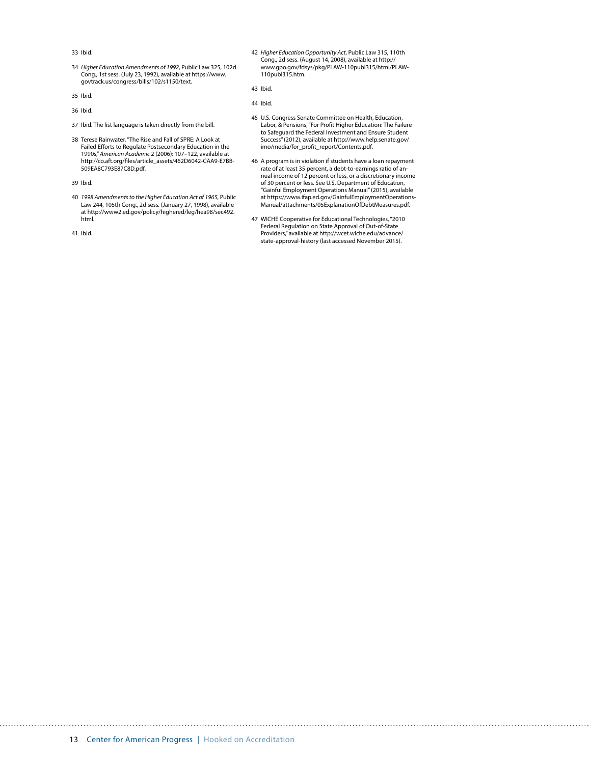33 Ibid.

34 *Higher Education Amendments of 1992*, Public Law 325, 102d Cong., 1st sess. (July 23, 1992), available at https://www.govtrack.us/congress/bills/102/s1150/text.

35 Ibid.

36 Ibid.

37 Ibid. The list language is taken directly from the bill.

38 Terese Rainwater, "The Rise and Fall of SPRE: A Look at Failed Efforts to Regulate Postsecondary Education in the 1990s," *American Academic* 2 (2006): 107–122, available at http://co.aft.org/files/article_assets/462D6042-CAA9-E7BB-509EA8C793E87C8D.pdf.

39 Ibid.

40 *1998 Amendments to the Higher Education Act of 1965*, Public Law 244, 105th Cong., 2d sess. (January 27, 1998), available at http://www2.ed.gov/policy/highered/leg/hea98/sec492.html.

41 Ibid.

42 *Higher Education Opportunity Act*, Public Law 315, 110th Cong., 2d sess. (August 14, 2008), available at http://www.gpo.gov/fdsys/pkg/PLAW-110publ315/html/PLAW-110publ315.htm.

43 Ibid.

44 Ibid.

45 U.S. Congress Senate Committee on Health, Education, Labor, & Pensions, "For Profit Higher Education: The Failure to Safeguard the Federal Investment and Ensure Student Success" (2012), available at http://www.help.senate.gov/imo/media/for_profit_report/Contents.pdf.

46 A program is in violation if students have a loan repayment rate of at least 35 percent, a debt-to-earnings ratio of annual income of 12 percent or less, or a discretionary income of 30 percent or less. See U.S. Department of Education, "Gainful Employment Operations Manual" (2015), available at https://www.ifap.ed.gov/GainfulEmploymentOperations-Manual/attachments/05ExplanationOfDebtMeasures.pdf.

47 WICHE Cooperative for Educational Technologies, "2010 Federal Regulation on State Approval of Out-of-State Providers," available at http://wcet.wiche.edu/advance/state-approval-history (last accessed November 2015).